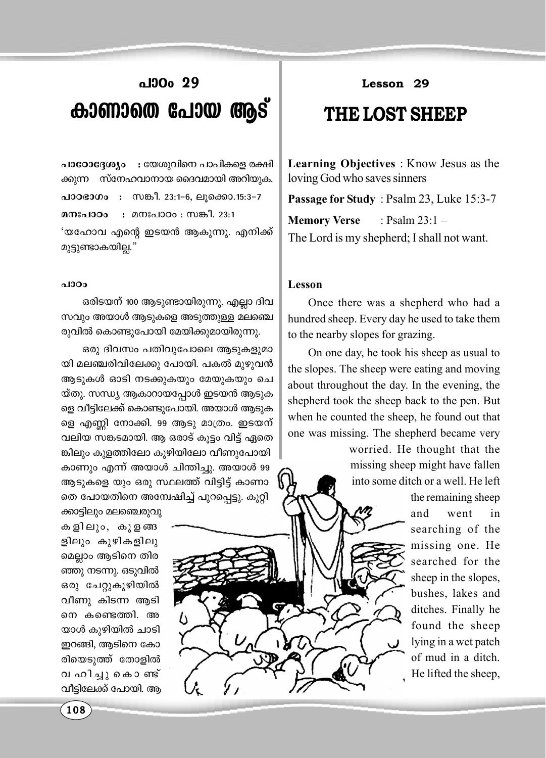# പാഠം 29

# കാണാതെ പോയ ആട്

**പാഠോദ്ദേശ്യം** : യേശുവിനെ പാപികളെ രക്ഷിക്കുന്ന സ്നേഹവാനായ ദൈവമായി അറിയുക.

**പാഠഭാഗം** : സങ്കീ. 23:1-6, ലൂക്കൊ.15:3-7

**മനഃപാഠം** : മനഃപാഠം : സങ്കീ. 23:1

'യഹോവ എന്റെ ഇടയൻ ആകുന്നു. എനിക്ക് മുട്ടുണ്ടാകയില്ല."

**പാഠം**

ഒരിടയന് 100 ആടുണ്ടായിരുന്നു. എല്ലാ ദിവസവും അയാൾ ആടുകളെ അടുത്തുള്ള മലഞ്ചെരുവിൽ കൊണ്ടുപോയി മേയിക്കുമായിരുന്നു.

ഒരു ദിവസം പതിവുപോലെ ആടുകളുമായി മലഞ്ചരിവിലേക്കു പോയി. പകൽ മുഴുവൻ ആടുകൾ ഓടി നടക്കുകയും മേയുകയും ചെയ്തു. സന്ധ്യ ആകാറായപ്പോൾ ഇടയൻ ആടുകളെ വീട്ടിലേക്ക് കൊണ്ടുപോയി. അയാൾ ആടുകളെ എണ്ണി നോക്കി. 99 ആടു മാത്രം. ഇടയന് വലിയ സങ്കടമായി. ആ ഒരാട് കൂട്ടം വിട്ട് ഏതെങ്കിലും കുളത്തിലോ കുഴിയിലോ വീണുപോയി കാണും എന്ന് അയാൾ ചിന്തിച്ചു. അയാൾ 99 ആടുകളെ യും ഒരു സ്ഥലത്ത് വിട്ടിട്ട് കാണാതെ പോയതിനെ അന്വേഷിച്ച് പുറപ്പെട്ടു. കുറ്റിക്കാട്ടിലും മലഞ്ചെരുവുകളിലും, കുളങ്ങളിലും കുഴികളിലുമെല്ലാം ആടിനെ തിരഞ്ഞു നടന്നു. ഒടുവിൽ ഒരു ചേറ്റുകുഴിയിൽ വീണു കിടന്ന ആടിനെ കണ്ടെത്തി. അയാൾ കുഴിയിൽ ചാടി ഇറങ്ങി, ആടിനെ കോരിയെടുത്ത് തോളിൽ വഹിച്ചുകൊണ്ട് വീട്ടിലേക്ക് പോയി. ആ

# Lesson 29

# THE LOST SHEEP

**Learning Objectives** : Know Jesus as the loving God who saves sinners

**Passage for Study** : Psalm 23, Luke 15:3-7

**Memory Verse** : Psalm 23:1 –
The Lord is my shepherd; I shall not want.

**Lesson**

Once there was a shepherd who had a hundred sheep. Every day he used to take them to the nearby slopes for grazing.

On one day, he took his sheep as usual to the slopes. The sheep were eating and moving about throughout the day. In the evening, the shepherd took the sheep back to the pen. But when he counted the sheep, he found out that one was missing. The shepherd became very worried. He thought that the missing sheep might have fallen into some ditch or a well. He left the remaining sheep and went in searching of the missing one. He searched for the sheep in the slopes, bushes, lakes and ditches. Finally he found the sheep lying in a wet patch of mud in a ditch. He lifted the sheep,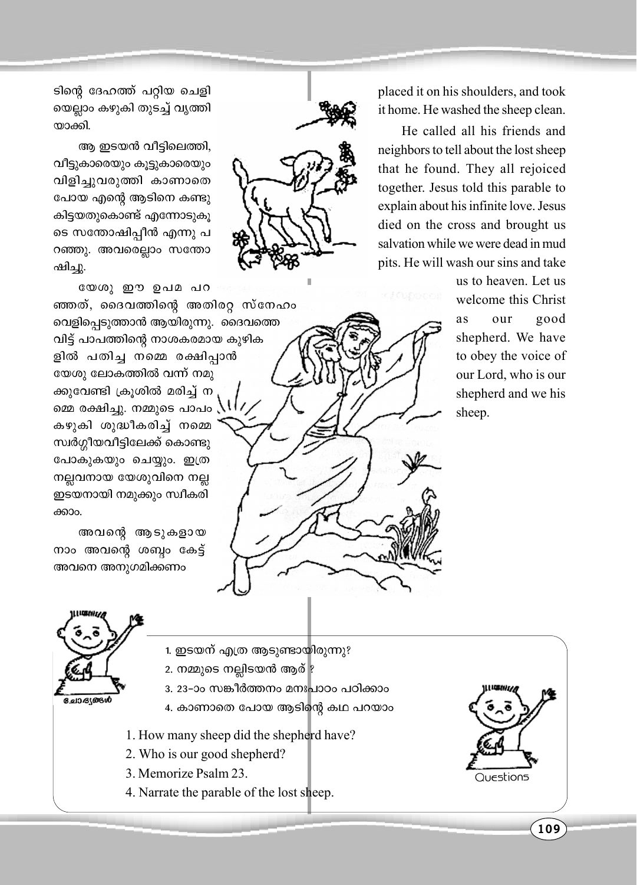ടിന്റെ ദേഹത്ത് പറ്റിയ ചെളിയെല്ലാം കഴുകി തുടച്ച് വൃത്തിയാക്കി.

ആ ഇടയൻ വീട്ടിലെത്തി, വീട്ടുകാരെയും കൂട്ടുകാരെയും വിളിച്ചുവരുത്തി കാണാതെ പോയ എന്റെ ആടിനെ കണ്ടു കിട്ടയതുകൊണ്ട് എന്നോടുകൂടെ സന്തോഷിപ്പീൻ എന്നു പറഞ്ഞു. അവരെല്ലാം സന്തോഷിച്ചു.

യേശു ഈ ഉപമ പറഞ്ഞത്, ദൈവത്തിന്റെ അതിരറ്റ സ്നേഹം വെളിപ്പെടുത്താൻ ആയിരുന്നു. ദൈവത്തെ വിട്ട് പാപത്തിന്റെ നാശകരമായ കുഴികളിൽ പതിച്ച നമ്മെ രക്ഷിപ്പാൻ യേശു ലോകത്തിൽ വന്ന് നമുക്കുവേണ്ടി ക്രൂശിൽ മരിച്ച് നമ്മെ രക്ഷിച്ചു. നമ്മുടെ പാപം കഴുകി ശുദ്ധീകരിച്ച് നമ്മെ സ്വർഗ്ഗീയവീട്ടിലേക്ക് കൊണ്ടുപോകുകയും ചെയ്യും. ഇത്ര നല്ലവനായ യേശുവിനെ നല്ല ഇടയനായി നമുക്കും സ്വീകരിക്കാം.

അവന്റെ ആടുകളായ നാം അവന്റെ ശബ്ദം കേട്ട് അവനെ അനുഗമിക്കണം

placed it on his shoulders, and took it home. He washed the sheep clean.

He called all his friends and neighbors to tell about the lost sheep that he found. They all rejoiced together. Jesus told this parable to explain about his infinite love. Jesus died on the cross and brought us salvation while we were dead in mud pits. He will wash our sins and take us to heaven. Let us welcome this Christ as our good shepherd. We have to obey the voice of our Lord, who is our shepherd and we his sheep.

ചോദ്യങ്ങൾ

1. ഇടയന് എത്ര ആടുണ്ടായിരുന്നു?
2. നമ്മുടെ നല്ലിടയൻ ആര് ?
3. 23-ാം സങ്കീർത്തനം മനഃപാഠം പഠിക്കാം
4. കാണാതെ പോയ ആടിന്റെ കഥ പറയാം

Questions

1. How many sheep did the shepherd have?
2. Who is our good shepherd?
3. Memorize Psalm 23.
4. Narrate the parable of the lost sheep.